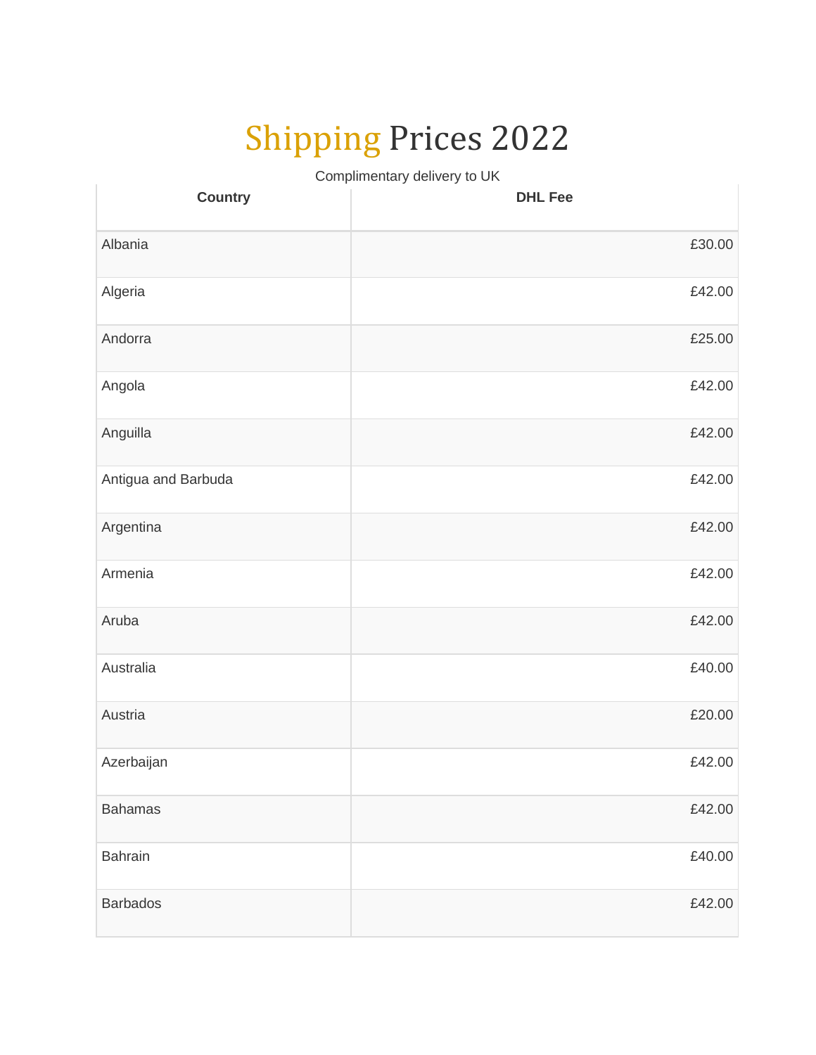# Shipping Prices 2022

Complimentary delivery to UK

| Country | DHL Fee |
| --- | ---: |
| Albania | £30.00 |
| Algeria | £42.00 |
| Andorra | £25.00 |
| Angola | £42.00 |
| Anguilla | £42.00 |
| Antigua and Barbuda | £42.00 |
| Argentina | £42.00 |
| Armenia | £42.00 |
| Aruba | £42.00 |
| Australia | £40.00 |
| Austria | £20.00 |
| Azerbaijan | £42.00 |
| Bahamas | £42.00 |
| Bahrain | £40.00 |
| Barbados | £42.00 |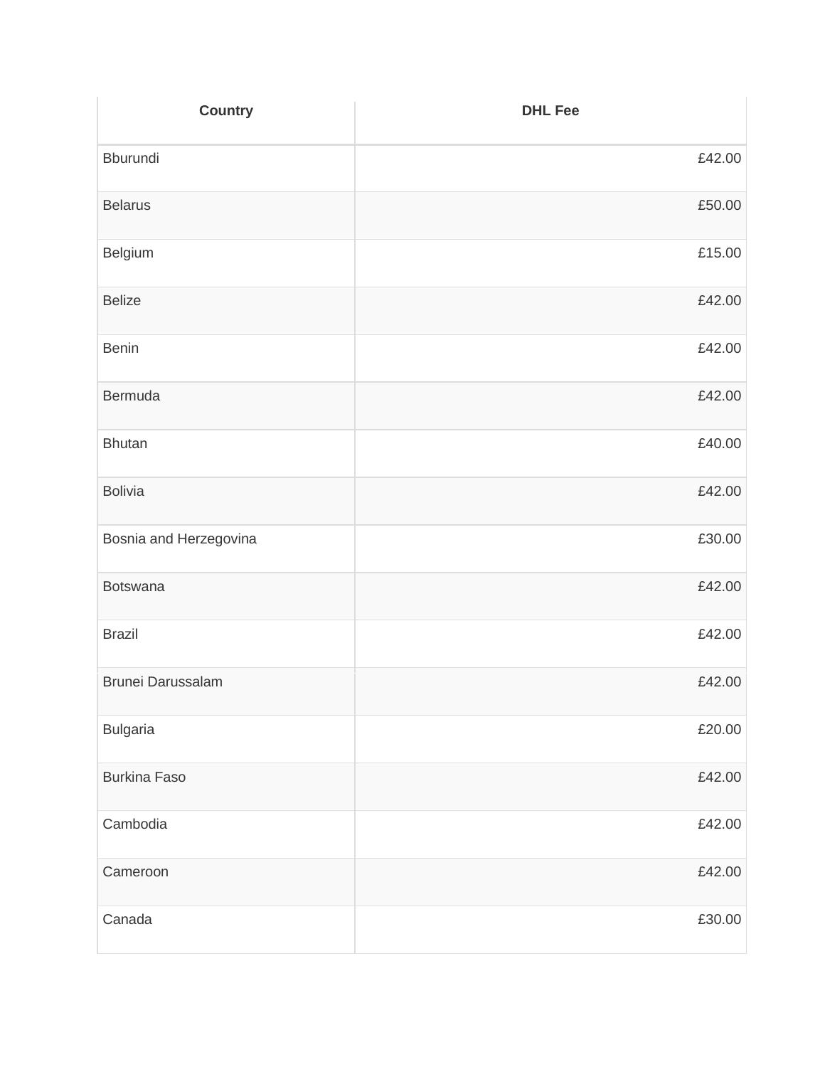| Country | DHL Fee |
|---|---:|
| Bburundi | £42.00 |
| Belarus | £50.00 |
| Belgium | £15.00 |
| Belize | £42.00 |
| Benin | £42.00 |
| Bermuda | £42.00 |
| Bhutan | £40.00 |
| Bolivia | £42.00 |
| Bosnia and Herzegovina | £30.00 |
| Botswana | £42.00 |
| Brazil | £42.00 |
| Brunei Darussalam | £42.00 |
| Bulgaria | £20.00 |
| Burkina Faso | £42.00 |
| Cambodia | £42.00 |
| Cameroon | £42.00 |
| Canada | £30.00 |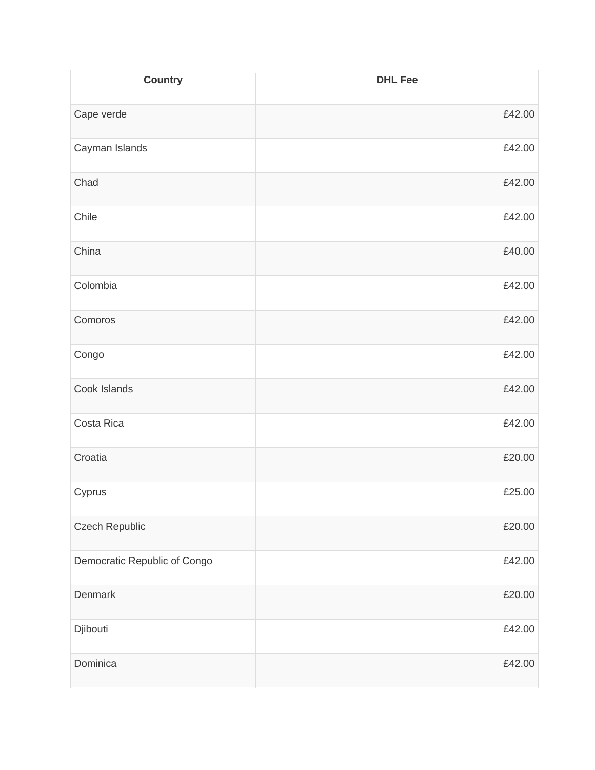| Country | DHL Fee |
| --- | --- |
| Cape verde | £42.00 |
| Cayman Islands | £42.00 |
| Chad | £42.00 |
| Chile | £42.00 |
| China | £40.00 |
| Colombia | £42.00 |
| Comoros | £42.00 |
| Congo | £42.00 |
| Cook Islands | £42.00 |
| Costa Rica | £42.00 |
| Croatia | £20.00 |
| Cyprus | £25.00 |
| Czech Republic | £20.00 |
| Democratic Republic of Congo | £42.00 |
| Denmark | £20.00 |
| Djibouti | £42.00 |
| Dominica | £42.00 |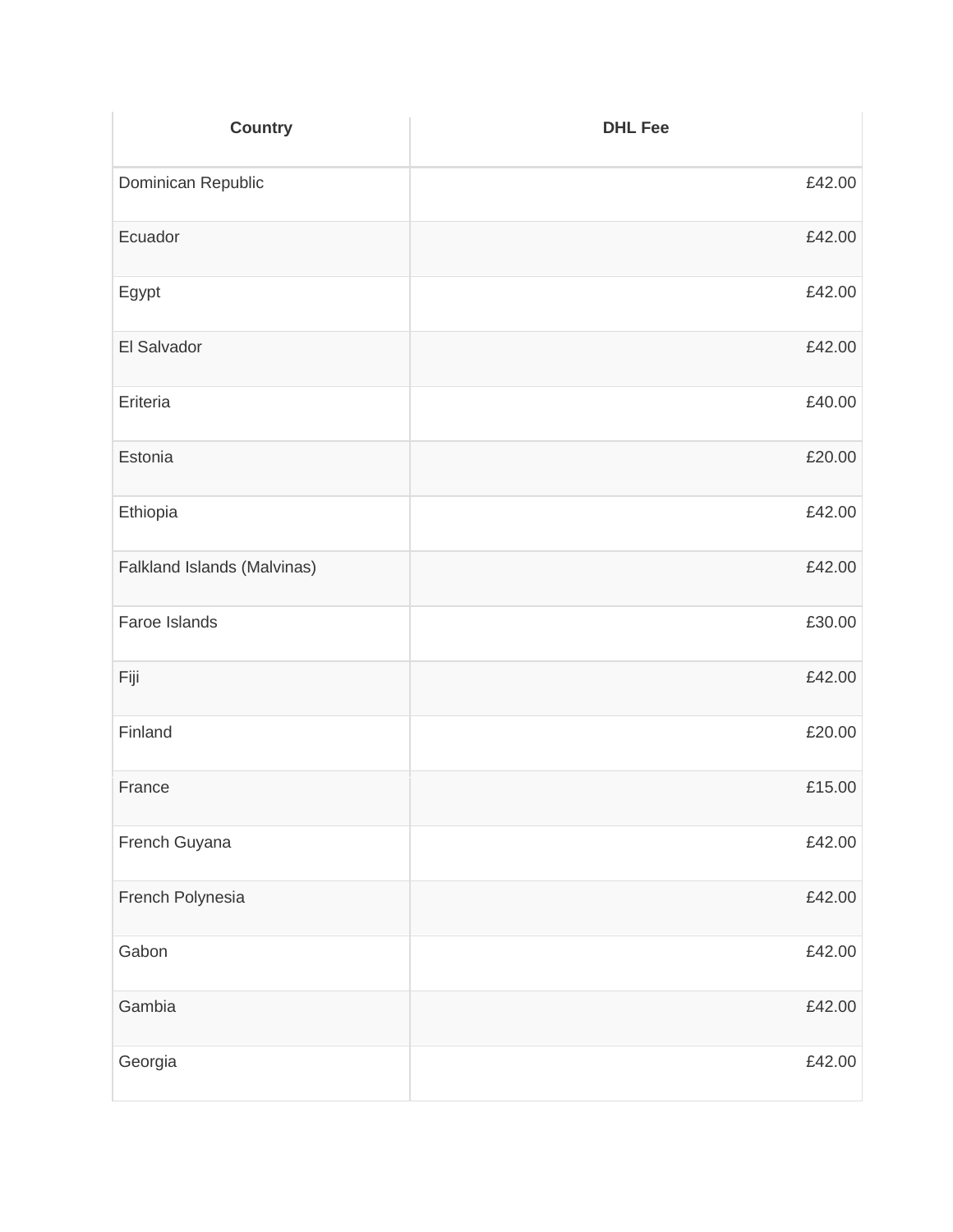| Country | DHL Fee |
| --- | ---: |
| Dominican Republic | £42.00 |
| Ecuador | £42.00 |
| Egypt | £42.00 |
| El Salvador | £42.00 |
| Eriteria | £40.00 |
| Estonia | £20.00 |
| Ethiopia | £42.00 |
| Falkland Islands (Malvinas) | £42.00 |
| Faroe Islands | £30.00 |
| Fiji | £42.00 |
| Finland | £20.00 |
| France | £15.00 |
| French Guyana | £42.00 |
| French Polynesia | £42.00 |
| Gabon | £42.00 |
| Gambia | £42.00 |
| Georgia | £42.00 |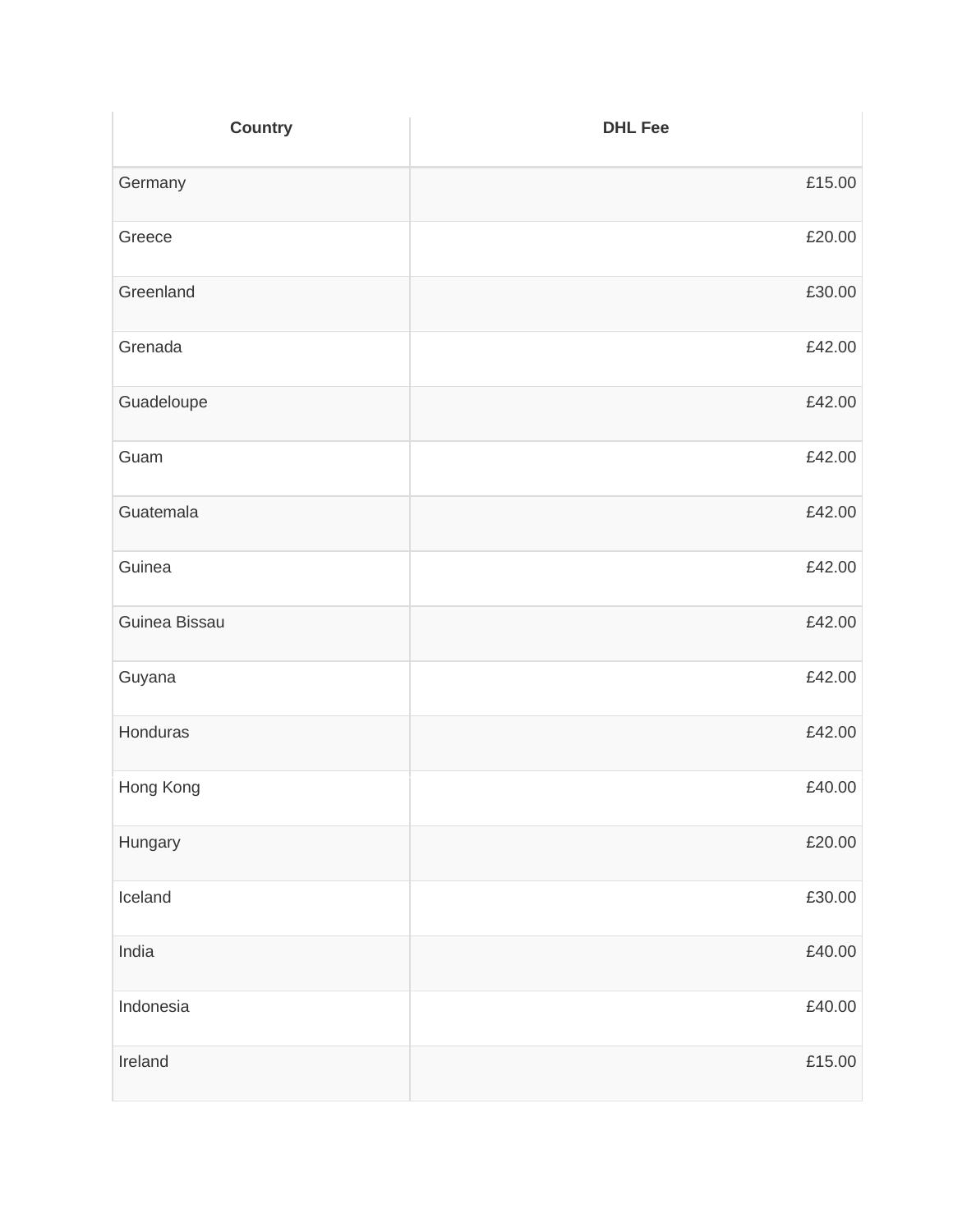| Country | DHL Fee |
| --- | ---: |
| Germany | £15.00 |
| Greece | £20.00 |
| Greenland | £30.00 |
| Grenada | £42.00 |
| Guadeloupe | £42.00 |
| Guam | £42.00 |
| Guatemala | £42.00 |
| Guinea | £42.00 |
| Guinea Bissau | £42.00 |
| Guyana | £42.00 |
| Honduras | £42.00 |
| Hong Kong | £40.00 |
| Hungary | £20.00 |
| Iceland | £30.00 |
| India | £40.00 |
| Indonesia | £40.00 |
| Ireland | £15.00 |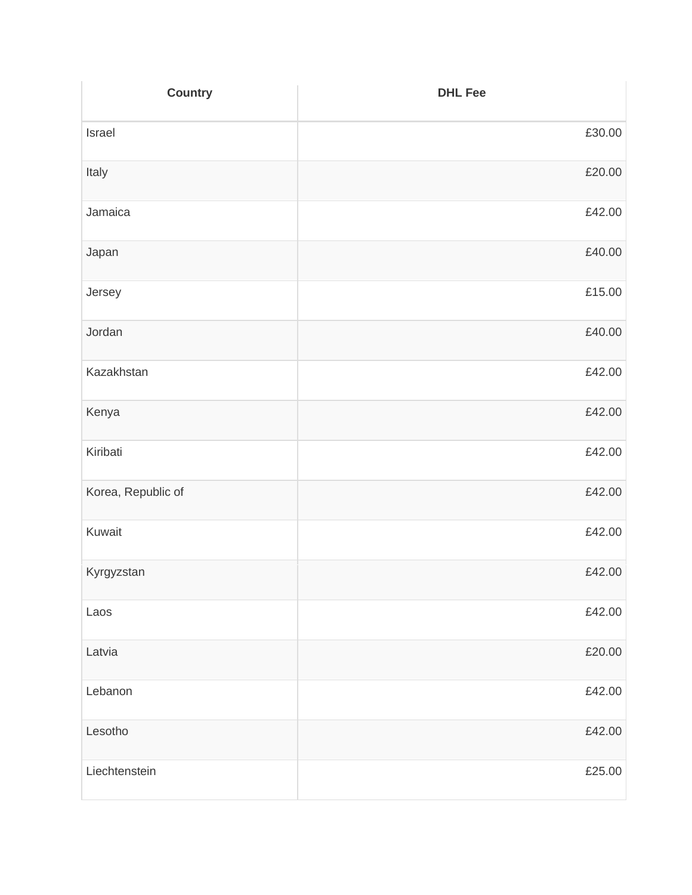| Country | DHL Fee |
| --- | --- |
| Israel | £30.00 |
| Italy | £20.00 |
| Jamaica | £42.00 |
| Japan | £40.00 |
| Jersey | £15.00 |
| Jordan | £40.00 |
| Kazakhstan | £42.00 |
| Kenya | £42.00 |
| Kiribati | £42.00 |
| Korea, Republic of | £42.00 |
| Kuwait | £42.00 |
| Kyrgyzstan | £42.00 |
| Laos | £42.00 |
| Latvia | £20.00 |
| Lebanon | £42.00 |
| Lesotho | £42.00 |
| Liechtenstein | £25.00 |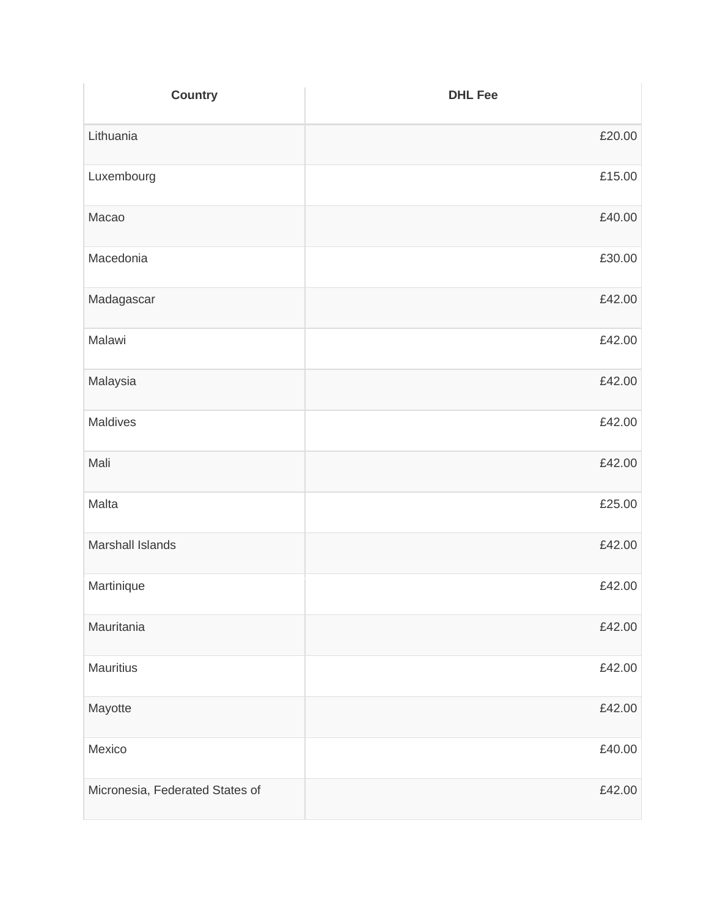| Country | DHL Fee |
| --- | --- |
| Lithuania | £20.00 |
| Luxembourg | £15.00 |
| Macao | £40.00 |
| Macedonia | £30.00 |
| Madagascar | £42.00 |
| Malawi | £42.00 |
| Malaysia | £42.00 |
| Maldives | £42.00 |
| Mali | £42.00 |
| Malta | £25.00 |
| Marshall Islands | £42.00 |
| Martinique | £42.00 |
| Mauritania | £42.00 |
| Mauritius | £42.00 |
| Mayotte | £42.00 |
| Mexico | £40.00 |
| Micronesia, Federated States of | £42.00 |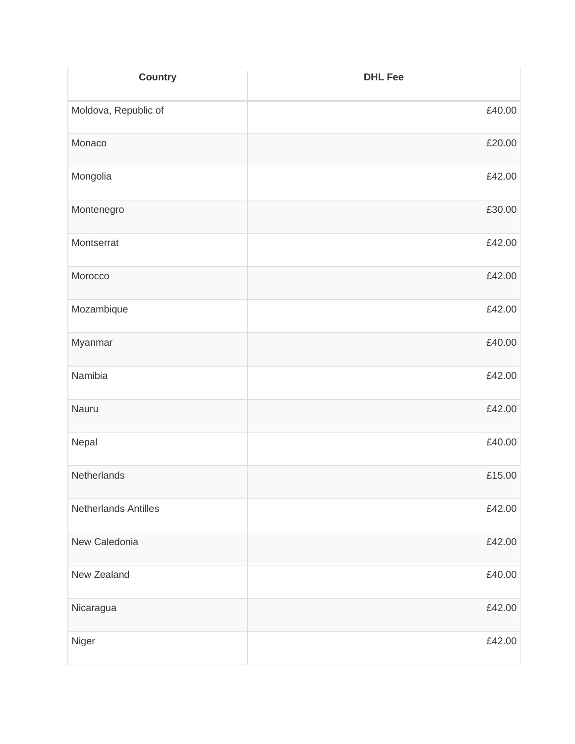| Country | DHL Fee |
| --- | ---: |
| Moldova, Republic of | £40.00 |
| Monaco | £20.00 |
| Mongolia | £42.00 |
| Montenegro | £30.00 |
| Montserrat | £42.00 |
| Morocco | £42.00 |
| Mozambique | £42.00 |
| Myanmar | £40.00 |
| Namibia | £42.00 |
| Nauru | £42.00 |
| Nepal | £40.00 |
| Netherlands | £15.00 |
| Netherlands Antilles | £42.00 |
| New Caledonia | £42.00 |
| New Zealand | £40.00 |
| Nicaragua | £42.00 |
| Niger | £42.00 |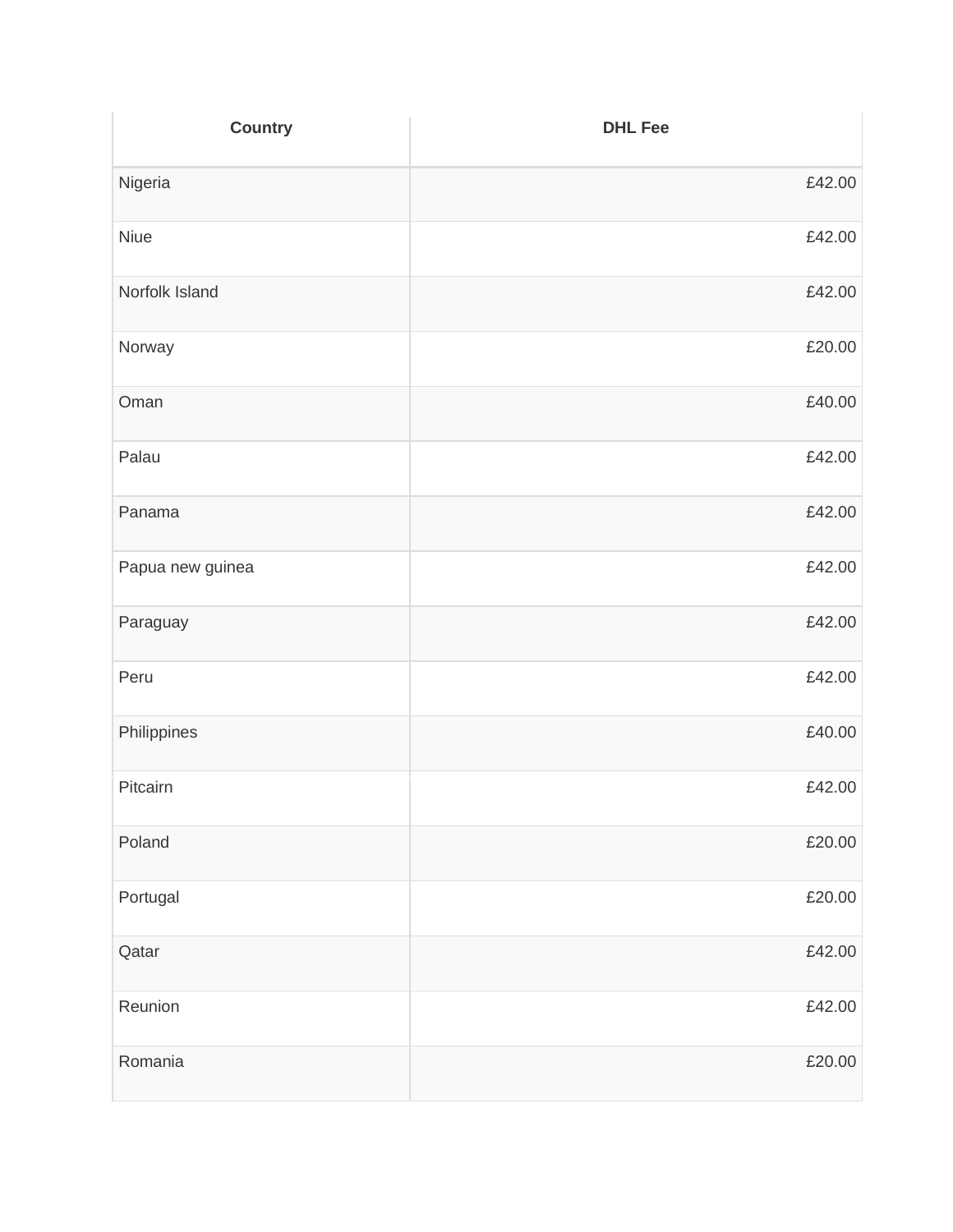| Country | DHL Fee |
| --- | --- |
| Nigeria | £42.00 |
| Niue | £42.00 |
| Norfolk Island | £42.00 |
| Norway | £20.00 |
| Oman | £40.00 |
| Palau | £42.00 |
| Panama | £42.00 |
| Papua new guinea | £42.00 |
| Paraguay | £42.00 |
| Peru | £42.00 |
| Philippines | £40.00 |
| Pitcairn | £42.00 |
| Poland | £20.00 |
| Portugal | £20.00 |
| Qatar | £42.00 |
| Reunion | £42.00 |
| Romania | £20.00 |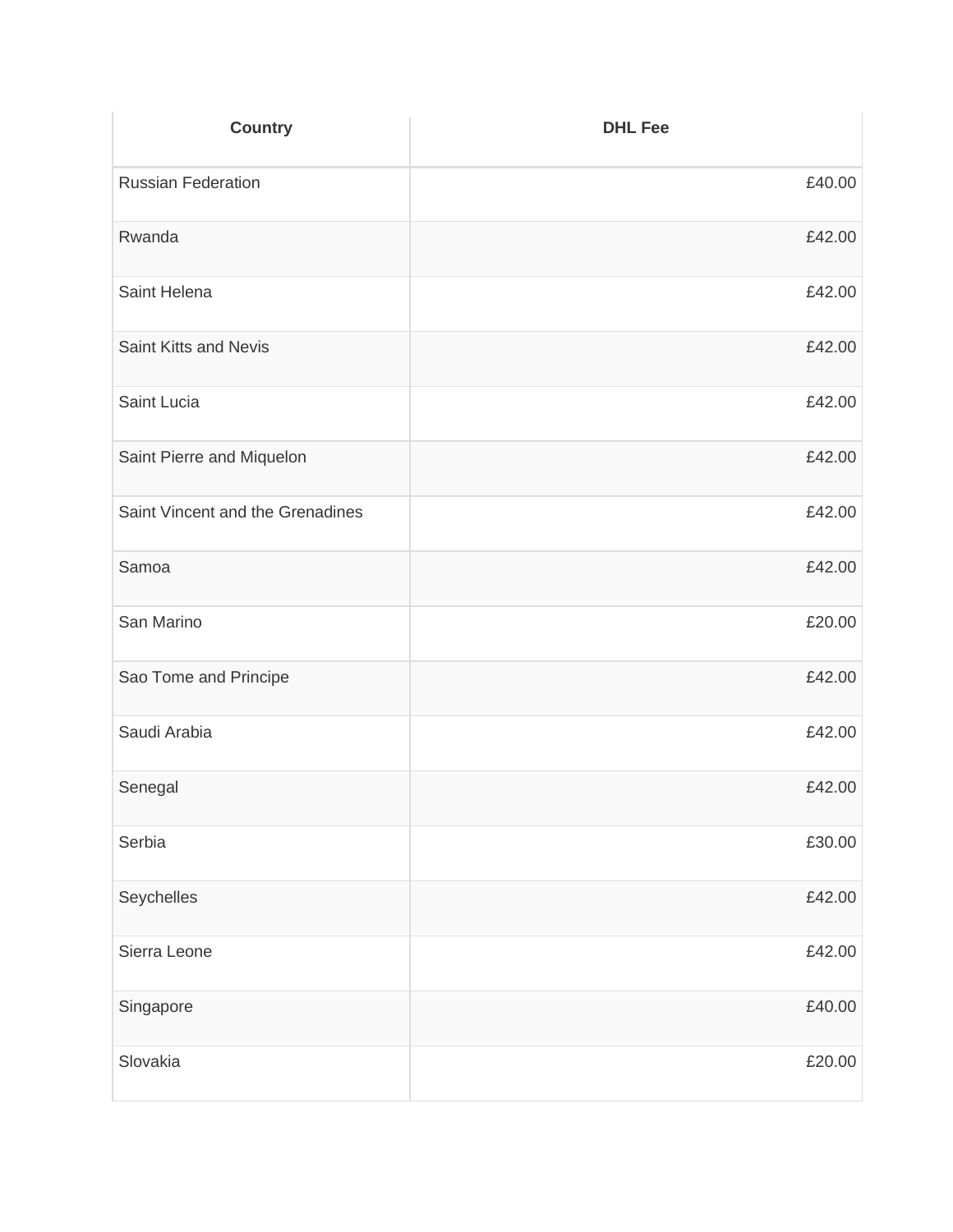| Country | DHL Fee |
| --- | --- |
| Russian Federation | £40.00 |
| Rwanda | £42.00 |
| Saint Helena | £42.00 |
| Saint Kitts and Nevis | £42.00 |
| Saint Lucia | £42.00 |
| Saint Pierre and Miquelon | £42.00 |
| Saint Vincent and the Grenadines | £42.00 |
| Samoa | £42.00 |
| San Marino | £20.00 |
| Sao Tome and Principe | £42.00 |
| Saudi Arabia | £42.00 |
| Senegal | £42.00 |
| Serbia | £30.00 |
| Seychelles | £42.00 |
| Sierra Leone | £42.00 |
| Singapore | £40.00 |
| Slovakia | £20.00 |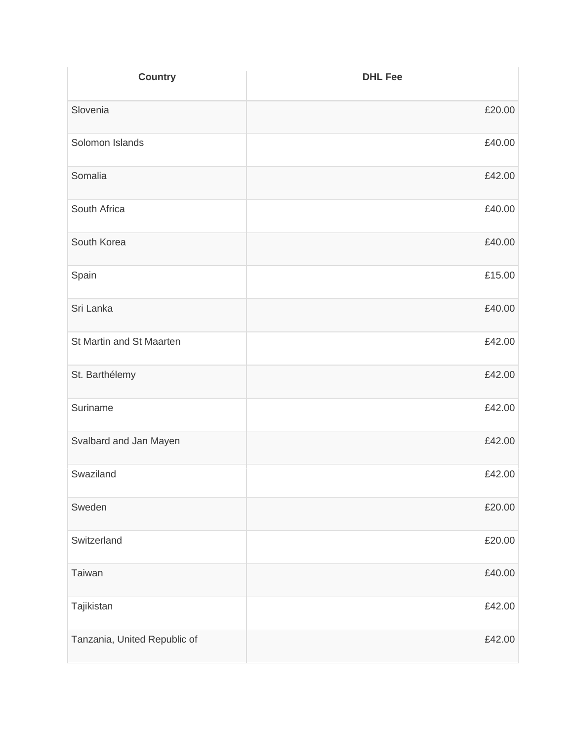| Country | DHL Fee |
| --- | --- |
| Slovenia | £20.00 |
| Solomon Islands | £40.00 |
| Somalia | £42.00 |
| South Africa | £40.00 |
| South Korea | £40.00 |
| Spain | £15.00 |
| Sri Lanka | £40.00 |
| St Martin and St Maarten | £42.00 |
| St. Barthélemy | £42.00 |
| Suriname | £42.00 |
| Svalbard and Jan Mayen | £42.00 |
| Swaziland | £42.00 |
| Sweden | £20.00 |
| Switzerland | £20.00 |
| Taiwan | £40.00 |
| Tajikistan | £42.00 |
| Tanzania, United Republic of | £42.00 |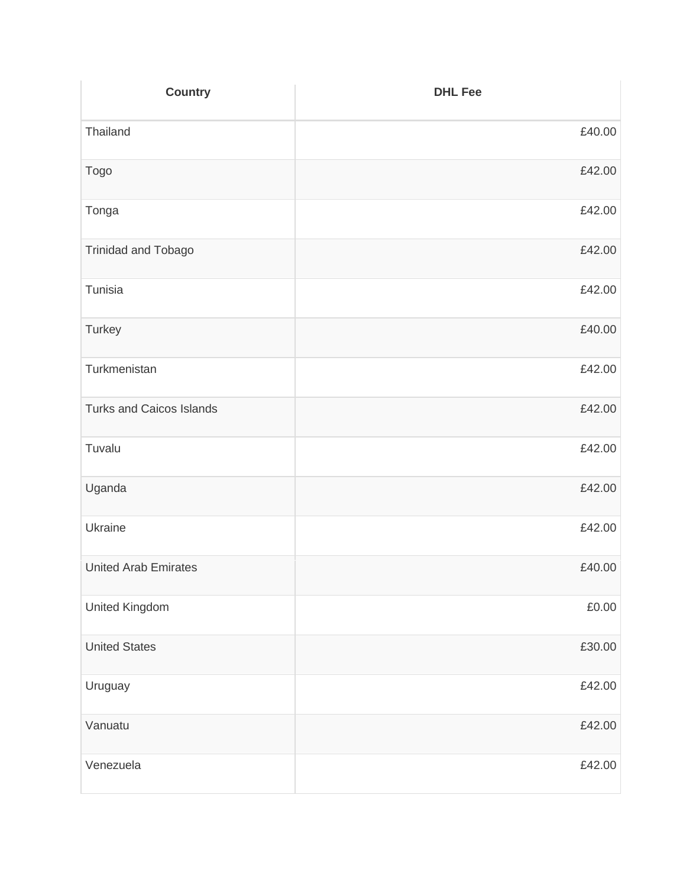| Country | DHL Fee |
| --- | --- |
| Thailand | £40.00 |
| Togo | £42.00 |
| Tonga | £42.00 |
| Trinidad and Tobago | £42.00 |
| Tunisia | £42.00 |
| Turkey | £40.00 |
| Turkmenistan | £42.00 |
| Turks and Caicos Islands | £42.00 |
| Tuvalu | £42.00 |
| Uganda | £42.00 |
| Ukraine | £42.00 |
| United Arab Emirates | £40.00 |
| United Kingdom | £0.00 |
| United States | £30.00 |
| Uruguay | £42.00 |
| Vanuatu | £42.00 |
| Venezuela | £42.00 |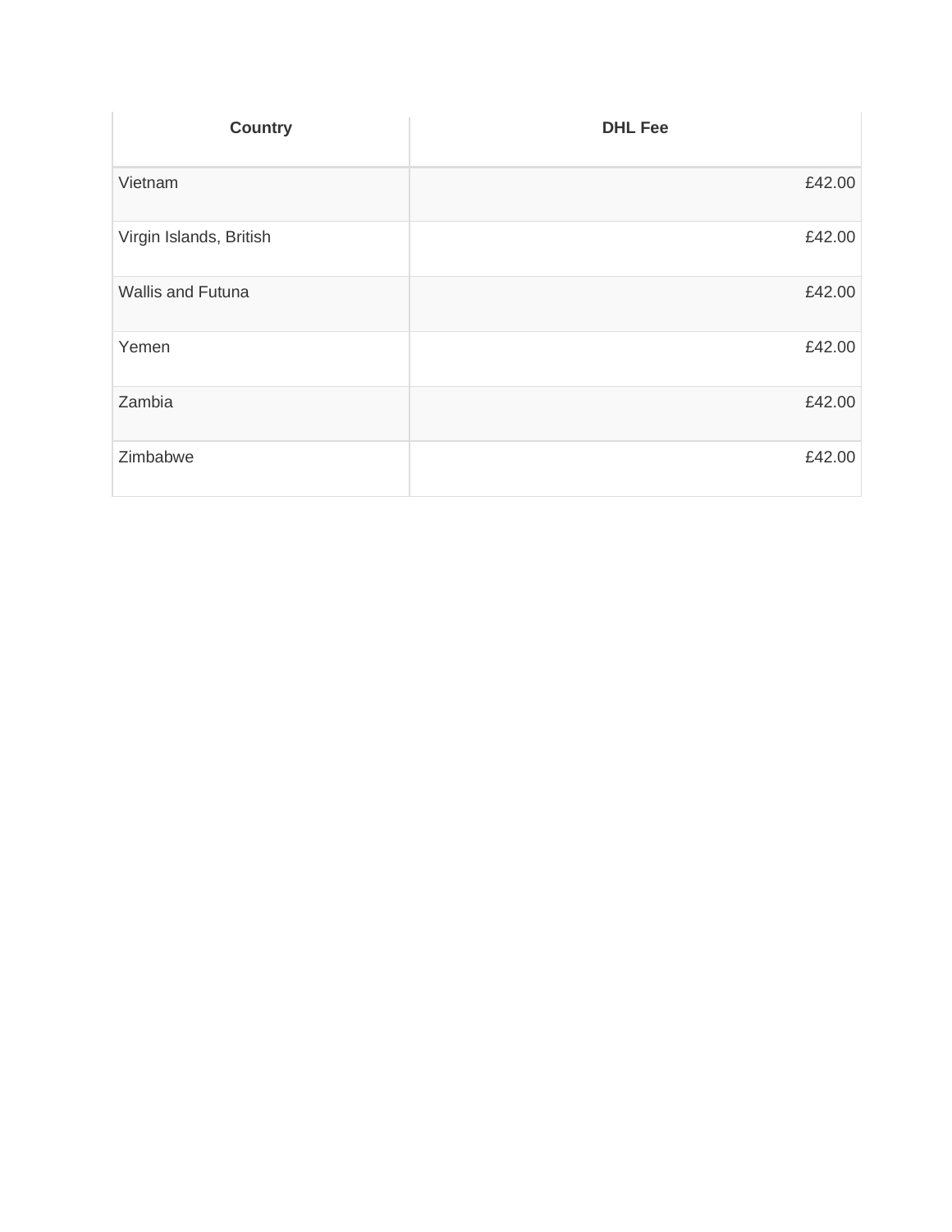| Country | DHL Fee |
| --- | --- |
| Vietnam | £42.00 |
| Virgin Islands, British | £42.00 |
| Wallis and Futuna | £42.00 |
| Yemen | £42.00 |
| Zambia | £42.00 |
| Zimbabwe | £42.00 |